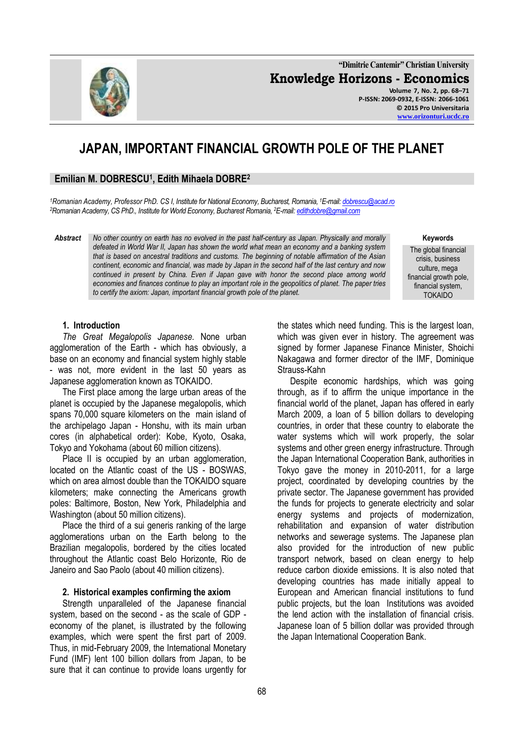# JAPAN, IMPORTANT FINANCIAL GROWTH POLE OF THE PLANET

**Emilian M. DOBRESCU[1], Edith Mihaela DOBRE[2]**

*[1]Romanian Academy, Professor PhD. CS I, Institute for National Economy, Bucharest, Romania, [1]E-mail: dobrescu@acad.ro*
*[2]Romanian Academy, CS PhD., Institute for World Economy, Bucharest Romania, [2]E-mail: edithdobre@gmail.com*

**Abstract** *No other country on earth has no evolved in the past half-century as Japan. Physically and morally defeated in World War II, Japan has shown the world what mean an economy and a banking system that is based on ancestral traditions and customs. The beginning of notable affirmation of the Asian continent, economic and financial, was made by Japan in the second half of the last century and now continued in present by China. Even if Japan gave with honor the second place among world economies and finances continue to play an important role in the geopolitics of planet. The paper tries to certify the axiom: Japan, important financial growth pole of the planet.*

**Keywords**
The global financial crisis, business culture, mega financial growth pole, financial system, TOKAIDO

## 1. Introduction

*The Great Megalopolis Japanese.* None urban agglomeration of the Earth - which has obviously, a base on an economy and financial system highly stable - was not, more evident in the last 50 years as Japanese agglomeration known as TOKAIDO.

The First place among the large urban areas of the planet is occupied by the Japanese megalopolis, which spans 70,000 square kilometers on the main island of the archipelago Japan - Honshu, with its main urban cores (in alphabetical order): Kobe, Kyoto, Osaka, Tokyo and Yokohama (about 60 million citizens).

Place II is occupied by an urban agglomeration, located on the Atlantic coast of the US - BOSWAS, which on area almost double than the TOKAIDO square kilometers; make connecting the Americans growth poles: Baltimore, Boston, New York, Philadelphia and Washington (about 50 million citizens).

Place the third of a sui generis ranking of the large agglomerations urban on the Earth belong to the Brazilian megalopolis, bordered by the cities located throughout the Atlantic coast Belo Horizonte, Rio de Janeiro and Sao Paolo (about 40 million citizens).

## 2. Historical examples confirming the axiom

Strength unparalleled of the Japanese financial system, based on the second - as the scale of GDP - economy of the planet, is illustrated by the following examples, which were spent the first part of 2009. Thus, in mid-February 2009, the International Monetary Fund (IMF) lent 100 billion dollars from Japan, to be sure that it can continue to provide loans urgently for the states which need funding. This is the largest loan, which was given ever in history. The agreement was signed by former Japanese Finance Minister, Shoichi Nakagawa and former director of the IMF, Dominique Strauss-Kahn

Despite economic hardships, which was going through, as if to affirm the unique importance in the financial world of the planet, Japan has offered in early March 2009, a loan of 5 billion dollars to developing countries, in order that these country to elaborate the water systems which will work properly, the solar systems and other green energy infrastructure. Through the Japan International Cooperation Bank, authorities in Tokyo gave the money in 2010-2011, for a large project, coordinated by developing countries by the private sector. The Japanese government has provided the funds for projects to generate electricity and solar energy systems and projects of modernization, rehabilitation and expansion of water distribution networks and sewerage systems. The Japanese plan also provided for the introduction of new public transport network, based on clean energy to help reduce carbon dioxide emissions. It is also noted that developing countries has made initially appeal to European and American financial institutions to fund public projects, but the loan Institutions was avoided the lend action with the installation of financial crisis. Japanese loan of 5 billion dollar was provided through the Japan International Cooperation Bank.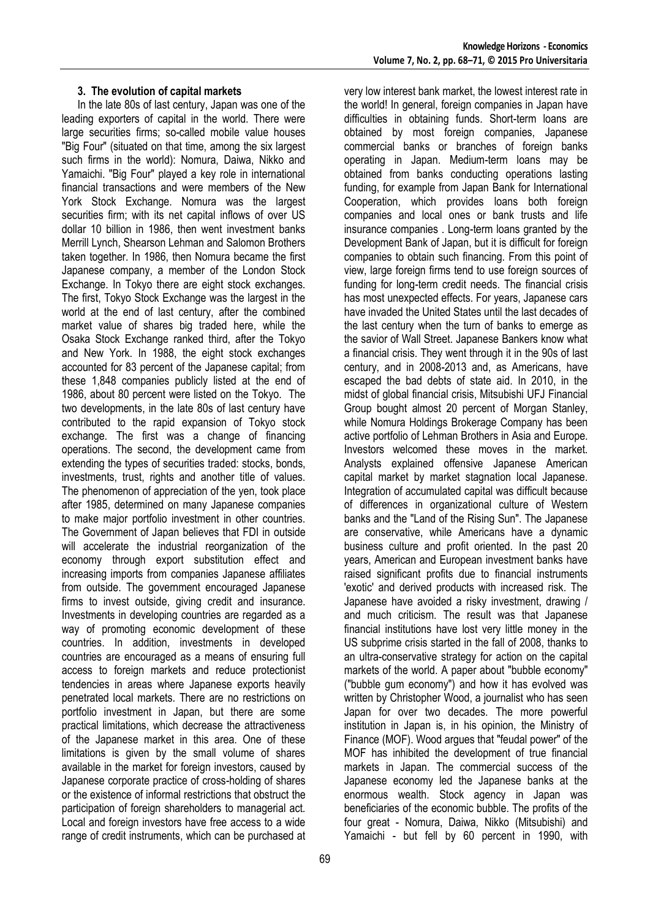### 3. The evolution of capital markets

In the late 80s of last century, Japan was one of the leading exporters of capital in the world. There were large securities firms; so-called mobile value houses "Big Four" (situated on that time, among the six largest such firms in the world): Nomura, Daiwa, Nikko and Yamaichi. "Big Four" played a key role in international financial transactions and were members of the New York Stock Exchange. Nomura was the largest securities firm; with its net capital inflows of over US dollar 10 billion in 1986, then went investment banks Merrill Lynch, Shearson Lehman and Salomon Brothers taken together. In 1986, then Nomura became the first Japanese company, a member of the London Stock Exchange. In Tokyo there are eight stock exchanges. The first, Tokyo Stock Exchange was the largest in the world at the end of last century, after the combined market value of shares big traded here, while the Osaka Stock Exchange ranked third, after the Tokyo and New York. In 1988, the eight stock exchanges accounted for 83 percent of the Japanese capital; from these 1,848 companies publicly listed at the end of 1986, about 80 percent were listed on the Tokyo. The two developments, in the late 80s of last century have contributed to the rapid expansion of Tokyo stock exchange. The first was a change of financing operations. The second, the development came from extending the types of securities traded: stocks, bonds, investments, trust, rights and another title of values. The phenomenon of appreciation of the yen, took place after 1985, determined on many Japanese companies to make major portfolio investment in other countries. The Government of Japan believes that FDI in outside will accelerate the industrial reorganization of the economy through export substitution effect and increasing imports from companies Japanese affiliates from outside. The government encouraged Japanese firms to invest outside, giving credit and insurance. Investments in developing countries are regarded as a way of promoting economic development of these countries. In addition, investments in developed countries are encouraged as a means of ensuring full access to foreign markets and reduce protectionist tendencies in areas where Japanese exports heavily penetrated local markets. There are no restrictions on portfolio investment in Japan, but there are some practical limitations, which decrease the attractiveness of the Japanese market in this area. One of these limitations is given by the small volume of shares available in the market for foreign investors, caused by Japanese corporate practice of cross-holding of shares or the existence of informal restrictions that obstruct the participation of foreign shareholders to managerial act. Local and foreign investors have free access to a wide range of credit instruments, which can be purchased at very low interest bank market, the lowest interest rate in the world! In general, foreign companies in Japan have difficulties in obtaining funds. Short-term loans are obtained by most foreign companies, Japanese commercial banks or branches of foreign banks operating in Japan. Medium-term loans may be obtained from banks conducting operations lasting funding, for example from Japan Bank for International Cooperation, which provides loans both foreign companies and local ones or bank trusts and life insurance companies . Long-term loans granted by the Development Bank of Japan, but it is difficult for foreign companies to obtain such financing. From this point of view, large foreign firms tend to use foreign sources of funding for long-term credit needs. The financial crisis has most unexpected effects. For years, Japanese cars have invaded the United States until the last decades of the last century when the turn of banks to emerge as the savior of Wall Street. Japanese Bankers know what a financial crisis. They went through it in the 90s of last century, and in 2008-2013 and, as Americans, have escaped the bad debts of state aid. In 2010, in the midst of global financial crisis, Mitsubishi UFJ Financial Group bought almost 20 percent of Morgan Stanley, while Nomura Holdings Brokerage Company has been active portfolio of Lehman Brothers in Asia and Europe. Investors welcomed these moves in the market. Analysts explained offensive Japanese American capital market by market stagnation local Japanese. Integration of accumulated capital was difficult because of differences in organizational culture of Western banks and the "Land of the Rising Sun". The Japanese are conservative, while Americans have a dynamic business culture and profit oriented. In the past 20 years, American and European investment banks have raised significant profits due to financial instruments 'exotic' and derived products with increased risk. The Japanese have avoided a risky investment, drawing / and much criticism. The result was that Japanese financial institutions have lost very little money in the US subprime crisis started in the fall of 2008, thanks to an ultra-conservative strategy for action on the capital markets of the world. A paper about "bubble economy" ("bubble gum economy") and how it has evolved was written by Christopher Wood, a journalist who has seen Japan for over two decades. The more powerful institution in Japan is, in his opinion, the Ministry of Finance (MOF). Wood argues that "feudal power" of the MOF has inhibited the development of true financial markets in Japan. The commercial success of the Japanese economy led the Japanese banks at the enormous wealth. Stock agency in Japan was beneficiaries of the economic bubble. The profits of the four great - Nomura, Daiwa, Nikko (Mitsubishi) and Yamaichi - but fell by 60 percent in 1990, with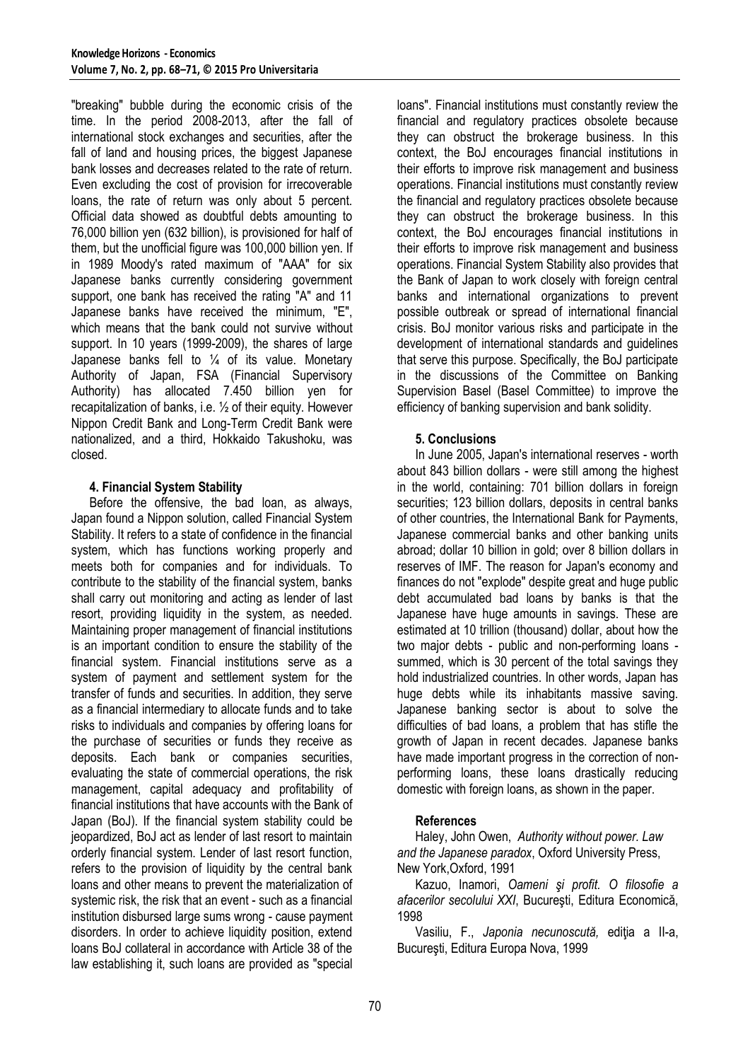"breaking" bubble during the economic crisis of the time. In the period 2008-2013, after the fall of international stock exchanges and securities, after the fall of land and housing prices, the biggest Japanese bank losses and decreases related to the rate of return. Even excluding the cost of provision for irrecoverable loans, the rate of return was only about 5 percent. Official data showed as doubtful debts amounting to 76,000 billion yen (632 billion), is provisioned for half of them, but the unofficial figure was 100,000 billion yen. If in 1989 Moody's rated maximum of "AAA" for six Japanese banks currently considering government support, one bank has received the rating "A" and 11 Japanese banks have received the minimum, "E", which means that the bank could not survive without support. In 10 years (1999-2009), the shares of large Japanese banks fell to ¼ of its value. Monetary Authority of Japan, FSA (Financial Supervisory Authority) has allocated 7.450 billion yen for recapitalization of banks, i.e. ½ of their equity. However Nippon Credit Bank and Long-Term Credit Bank were nationalized, and a third, Hokkaido Takushoku, was closed.

## 4. Financial System Stability

Before the offensive, the bad loan, as always, Japan found a Nippon solution, called Financial System Stability. It refers to a state of confidence in the financial system, which has functions working properly and meets both for companies and for individuals. To contribute to the stability of the financial system, banks shall carry out monitoring and acting as lender of last resort, providing liquidity in the system, as needed. Maintaining proper management of financial institutions is an important condition to ensure the stability of the financial system. Financial institutions serve as a system of payment and settlement system for the transfer of funds and securities. In addition, they serve as a financial intermediary to allocate funds and to take risks to individuals and companies by offering loans for the purchase of securities or funds they receive as deposits. Each bank or companies securities, evaluating the state of commercial operations, the risk management, capital adequacy and profitability of financial institutions that have accounts with the Bank of Japan (BoJ). If the financial system stability could be jeopardized, BoJ act as lender of last resort to maintain orderly financial system. Lender of last resort function, refers to the provision of liquidity by the central bank loans and other means to prevent the materialization of systemic risk, the risk that an event - such as a financial institution disbursed large sums wrong - cause payment disorders. In order to achieve liquidity position, extend loans BoJ collateral in accordance with Article 38 of the law establishing it, such loans are provided as "special loans". Financial institutions must constantly review the financial and regulatory practices obsolete because they can obstruct the brokerage business. In this context, the BoJ encourages financial institutions in their efforts to improve risk management and business operations. Financial institutions must constantly review the financial and regulatory practices obsolete because they can obstruct the brokerage business. In this context, the BoJ encourages financial institutions in their efforts to improve risk management and business operations. Financial System Stability also provides that the Bank of Japan to work closely with foreign central banks and international organizations to prevent possible outbreak or spread of international financial crisis. BoJ monitor various risks and participate in the development of international standards and guidelines that serve this purpose. Specifically, the BoJ participate in the discussions of the Committee on Banking Supervision Basel (Basel Committee) to improve the efficiency of banking supervision and bank solidity.

## 5. Conclusions

In June 2005, Japan's international reserves - worth about 843 billion dollars - were still among the highest in the world, containing: 701 billion dollars in foreign securities; 123 billion dollars, deposits in central banks of other countries, the International Bank for Payments, Japanese commercial banks and other banking units abroad; dollar 10 billion in gold; over 8 billion dollars in reserves of IMF. The reason for Japan's economy and finances do not "explode" despite great and huge public debt accumulated bad loans by banks is that the Japanese have huge amounts in savings. These are estimated at 10 trillion (thousand) dollar, about how the two major debts - public and non-performing loans - summed, which is 30 percent of the total savings they hold industrialized countries. In other words, Japan has huge debts while its inhabitants massive saving. Japanese banking sector is about to solve the difficulties of bad loans, a problem that has stifle the growth of Japan in recent decades. Japanese banks have made important progress in the correction of non-performing loans, these loans drastically reducing domestic with foreign loans, as shown in the paper.

## References

Haley, John Owen, *Authority without power. Law and the Japanese paradox*, Oxford University Press, New York,Oxford, 1991

Kazuo, Inamori, *Oameni şi profit. O filosofie a afacerilor secolului XXI*, Bucureşti, Editura Economică, 1998

Vasiliu, F., *Japonia necunoscută,* ediţia a II-a, Bucureşti, Editura Europa Nova, 1999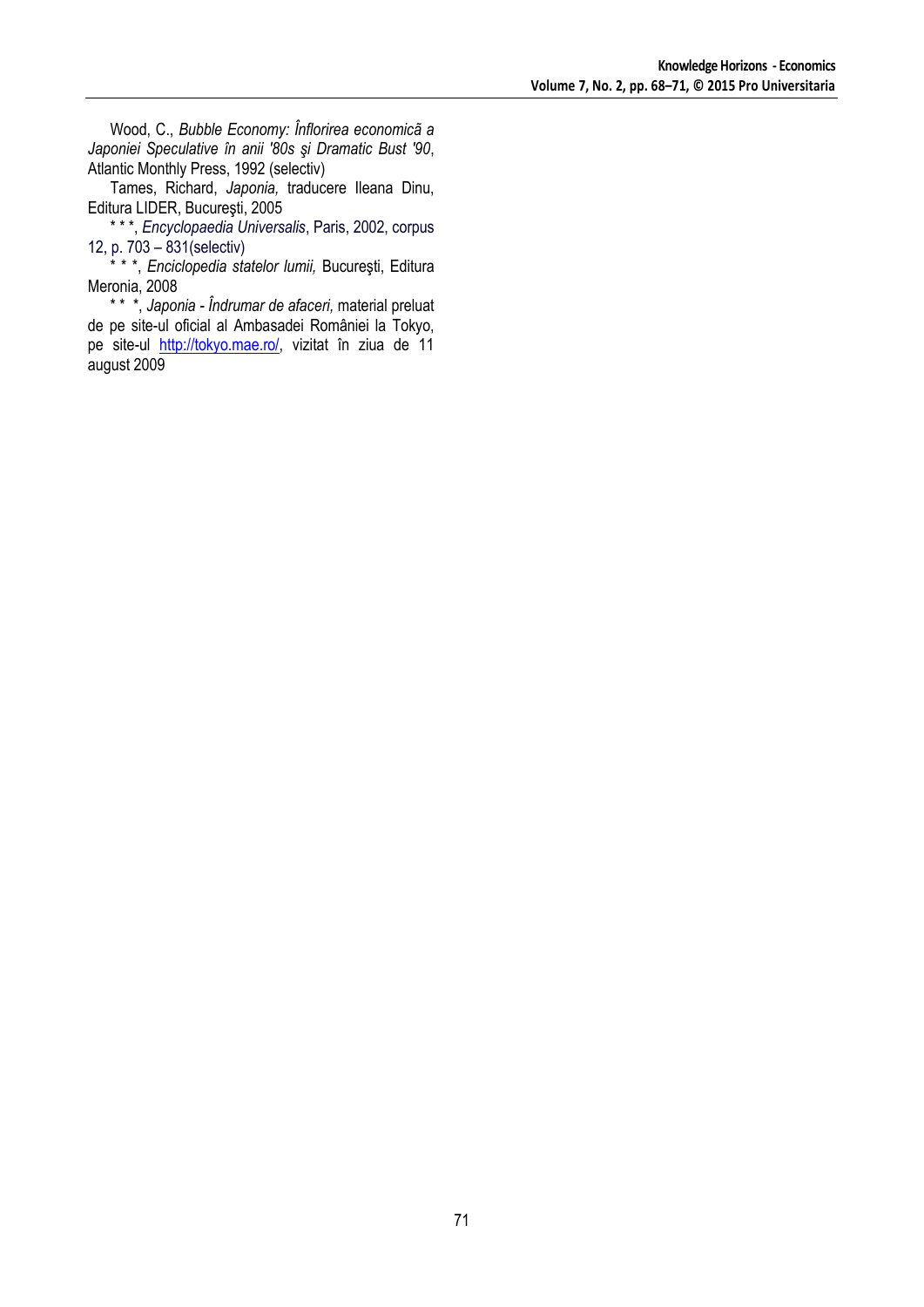Wood, C., *Bubble Economy: Înflorirea economicã a Japoniei Speculative în anii '80s şi Dramatic Bust '90*, Atlantic Monthly Press, 1992 (selectiv)

Tames, Richard, *Japonia,* traducere Ileana Dinu, Editura LIDER, Bucureşti, 2005

* * *, *Encyclopaedia Universalis*, Paris, 2002, corpus 12, p. 703 – 831(selectiv)

* * *, *Enciclopedia statelor lumii,* Bucureşti, Editura Meronia, 2008

* * *, *Japonia - Îndrumar de afaceri,* material preluat de pe site-ul oficial al Ambasadei României la Tokyo, pe site-ul http://tokyo.mae.ro/, vizitat în ziua de 11 august 2009